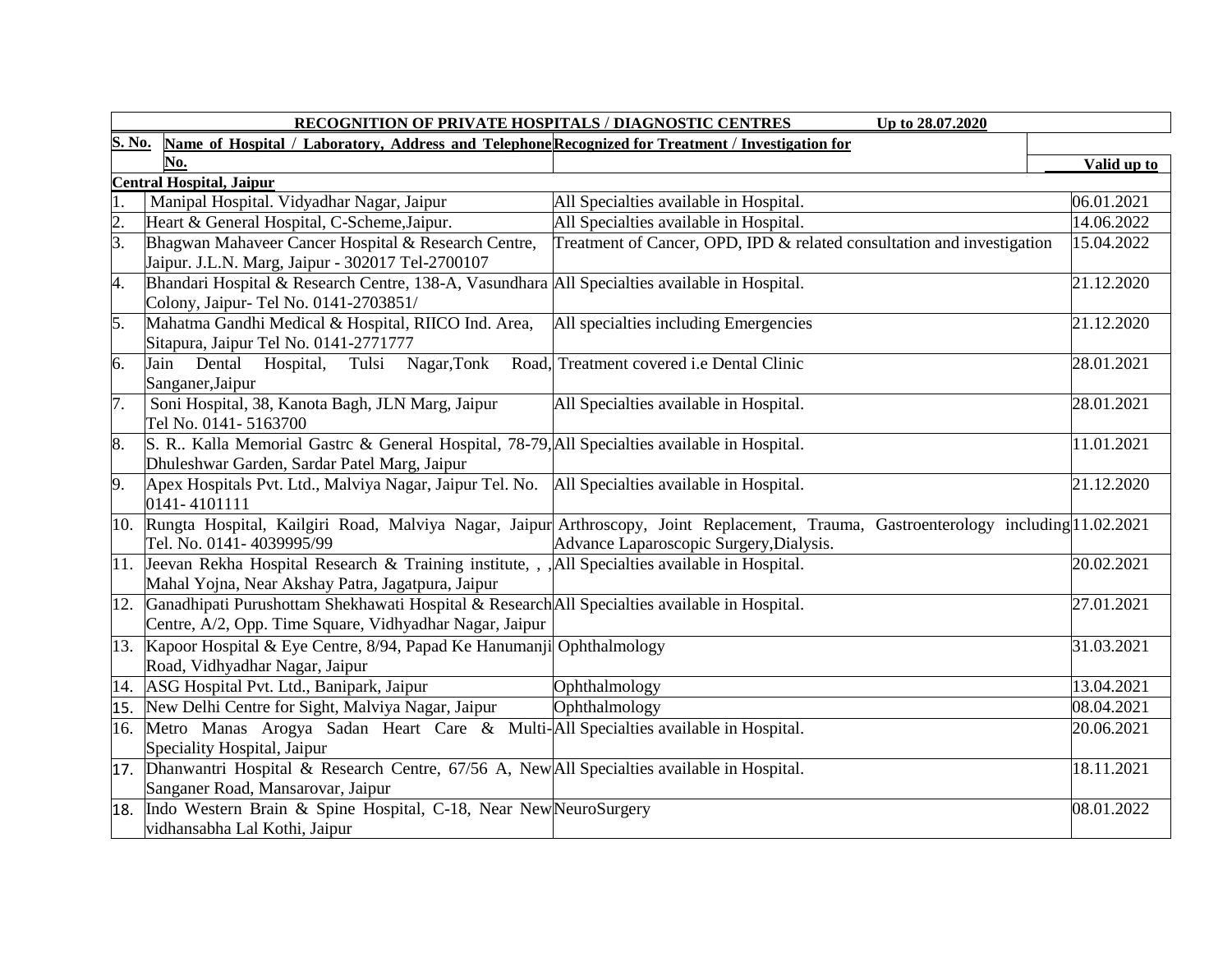| RECOGNITION OF PRIVATE HOSPITALS / DIAGNOSTIC CENTRES Up to 28.07.2020 | | | |
|---|---|---|---|
| **S. No.** | **Name of Hospital / Laboratory, Address and Telephone No.** | **Recognized for Treatment / Investigation for** | **Valid up to** |
| **Central Hospital, Jaipur** | | | |
| 1. | Manipal Hospital. Vidyadhar Nagar, Jaipur | All Specialties available in Hospital. | 06.01.2021 |
| 2. | Heart & General Hospital, C-Scheme,Jaipur. | All Specialties available in Hospital. | 14.06.2022 |
| 3. | Bhagwan Mahaveer Cancer Hospital & Research Centre, Jaipur. J.L.N. Marg, Jaipur - 302017 Tel-2700107 | Treatment of Cancer, OPD, IPD & related consultation and investigation | 15.04.2022 |
| 4. | Bhandari Hospital & Research Centre, 138-A, Vasundhara Colony, Jaipur- Tel No. 0141-2703851/ | All Specialties available in Hospital. | 21.12.2020 |
| 5. | Mahatma Gandhi Medical & Hospital, RIICO Ind. Area, Sitapura, Jaipur Tel No. 0141-2771777 | All specialties including Emergencies | 21.12.2020 |
| 6. | Jain Dental Hospital, Tulsi Nagar,Tonk Road, Sanganer,Jaipur | Treatment covered i.e Dental Clinic | 28.01.2021 |
| 7. | Soni Hospital, 38, Kanota Bagh, JLN Marg, Jaipur Tel No. 0141- 5163700 | All Specialties available in Hospital. | 28.01.2021 |
| 8. | S. R.. Kalla Memorial Gastrc & General Hospital, 78-79, Dhuleshwar Garden, Sardar Patel Marg, Jaipur | All Specialties available in Hospital. | 11.01.2021 |
| 9. | Apex Hospitals Pvt. Ltd., Malviya Nagar, Jaipur Tel. No. 0141- 4101111 | All Specialties available in Hospital. | 21.12.2020 |
| 10. | Rungta Hospital, Kailgiri Road, Malviya Nagar, Jaipur Tel. No. 0141- 4039995/99 | Arthroscopy, Joint Replacement, Trauma, Gastroenterology including Advance Laparoscopic Surgery,Dialysis. | 11.02.2021 |
| 11. | Jeevan Rekha Hospital Research & Training institute, , , Mahal Yojna, Near Akshay Patra, Jagatpura, Jaipur | All Specialties available in Hospital. | 20.02.2021 |
| 12. | Ganadhipati Purushottam Shekhawati Hospital & Research Centre, A/2, Opp. Time Square, Vidhyadhar Nagar, Jaipur | All Specialties available in Hospital. | 27.01.2021 |
| 13. | Kapoor Hospital & Eye Centre, 8/94, Papad Ke Hanumanji Road, Vidhyadhar Nagar, Jaipur | Ophthalmology | 31.03.2021 |
| 14. | ASG Hospital Pvt. Ltd., Banipark, Jaipur | Ophthalmology | 13.04.2021 |
| 15. | New Delhi Centre for Sight, Malviya Nagar, Jaipur | Ophthalmology | 08.04.2021 |
| 16. | Metro Manas Arogya Sadan Heart Care & Multi-Speciality Hospital, Jaipur | All Specialties available in Hospital. | 20.06.2021 |
| 17. | Dhanwantri Hospital & Research Centre, 67/56 A, New Sanganer Road, Mansarovar, Jaipur | All Specialties available in Hospital. | 18.11.2021 |
| 18. | Indo Western Brain & Spine Hospital, C-18, Near New vidhansabha Lal Kothi, Jaipur | NeuroSurgery | 08.01.2022 |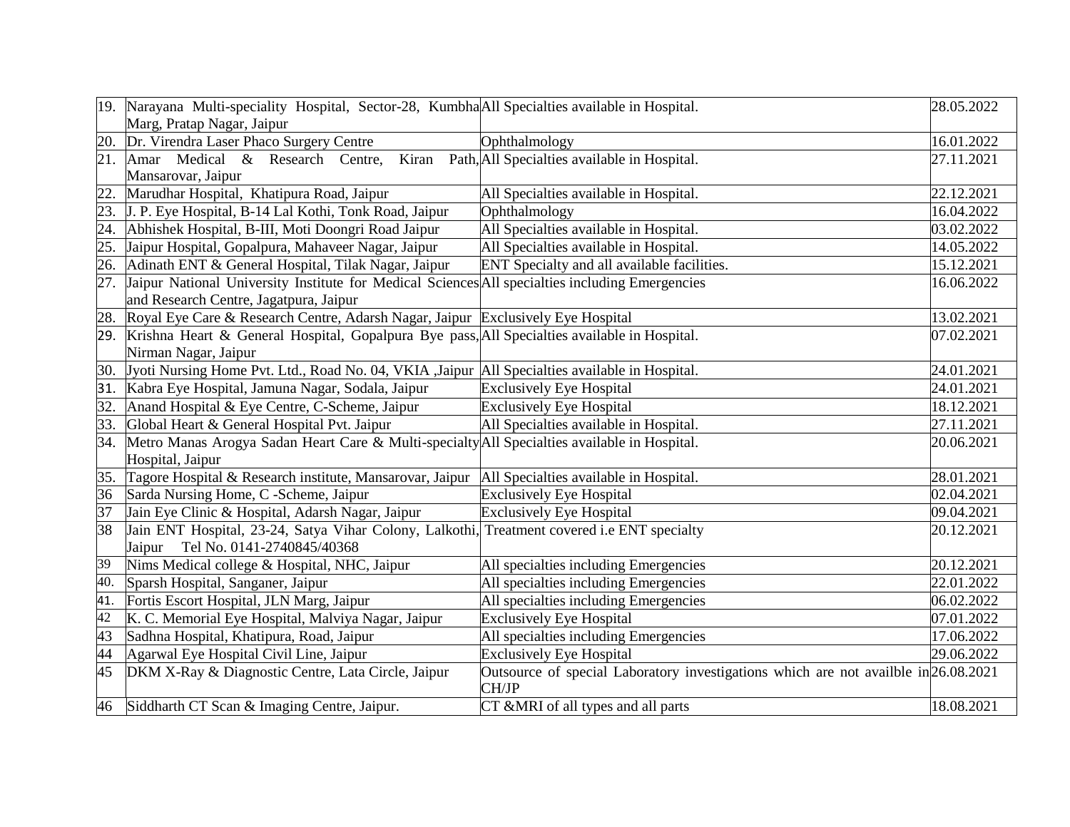| 19. | Narayana Multi-speciality Hospital, Sector-28, Kumbha Marg, Pratap Nagar, Jaipur | All Specialties available in Hospital. | 28.05.2022 |
|---|---|---|---|
| 20. | Dr. Virendra Laser Phaco Surgery Centre | Ophthalmology | 16.01.2022 |
| 21. | Amar Medical & Research Centre, Kiran Path, Mansarovar, Jaipur | All Specialties available in Hospital. | 27.11.2021 |
| 22. | Marudhar Hospital, Khatipura Road, Jaipur | All Specialties available in Hospital. | 22.12.2021 |
| 23. | J. P. Eye Hospital, B-14 Lal Kothi, Tonk Road, Jaipur | Ophthalmology | 16.04.2022 |
| 24. | Abhishek Hospital, B-III, Moti Doongri Road Jaipur | All Specialties available in Hospital. | 03.02.2022 |
| 25. | Jaipur Hospital, Gopalpura, Mahaveer Nagar, Jaipur | All Specialties available in Hospital. | 14.05.2022 |
| 26. | Adinath ENT & General Hospital, Tilak Nagar, Jaipur | ENT Specialty and all available facilities. | 15.12.2021 |
| 27. | Jaipur National University Institute for Medical Sciences and Research Centre, Jagatpura, Jaipur | All specialties including Emergencies | 16.06.2022 |
| 28. | Royal Eye Care & Research Centre, Adarsh Nagar, Jaipur | Exclusively Eye Hospital | 13.02.2021 |
| 29. | Krishna Heart & General Hospital, Gopalpura Bye pass, Nirman Nagar, Jaipur | All Specialties available in Hospital. | 07.02.2021 |
| 30. | Jyoti Nursing Home Pvt. Ltd., Road No. 04, VKIA ,Jaipur | All Specialties available in Hospital. | 24.01.2021 |
| 31. | Kabra Eye Hospital, Jamuna Nagar, Sodala, Jaipur | Exclusively Eye Hospital | 24.01.2021 |
| 32. | Anand Hospital & Eye Centre, C-Scheme, Jaipur | Exclusively Eye Hospital | 18.12.2021 |
| 33. | Global Heart & General Hospital Pvt. Jaipur | All Specialties available in Hospital. | 27.11.2021 |
| 34. | Metro Manas Arogya Sadan Heart Care & Multi-specialty Hospital, Jaipur | All Specialties available in Hospital. | 20.06.2021 |
| 35. | Tagore Hospital & Research institute, Mansarovar, Jaipur | All Specialties available in Hospital. | 28.01.2021 |
| 36 | Sarda Nursing Home, C -Scheme, Jaipur | Exclusively Eye Hospital | 02.04.2021 |
| 37 | Jain Eye Clinic & Hospital, Adarsh Nagar, Jaipur | Exclusively Eye Hospital | 09.04.2021 |
| 38 | Jain ENT Hospital, 23-24, Satya Vihar Colony, Lalkothi, Jaipur Tel No. 0141-2740845/40368 | Treatment covered i.e ENT specialty | 20.12.2021 |
| 39 | Nims Medical college & Hospital, NHC, Jaipur | All specialties including Emergencies | 20.12.2021 |
| 40. | Sparsh Hospital, Sanganer, Jaipur | All specialties including Emergencies | 22.01.2022 |
| 41. | Fortis Escort Hospital, JLN Marg, Jaipur | All specialties including Emergencies | 06.02.2022 |
| 42 | K. C. Memorial Eye Hospital, Malviya Nagar, Jaipur | Exclusively Eye Hospital | 07.01.2022 |
| 43 | Sadhna Hospital, Khatipura, Road, Jaipur | All specialties including Emergencies | 17.06.2022 |
| 44 | Agarwal Eye Hospital Civil Line, Jaipur | Exclusively Eye Hospital | 29.06.2022 |
| 45 | DKM X-Ray & Diagnostic Centre, Lata Circle, Jaipur | Outsource of special Laboratory investigations which are not availble in CH/JP | 26.08.2021 |
| 46 | Siddharth CT Scan & Imaging Centre, Jaipur. | CT &MRI of all types and all parts | 18.08.2021 |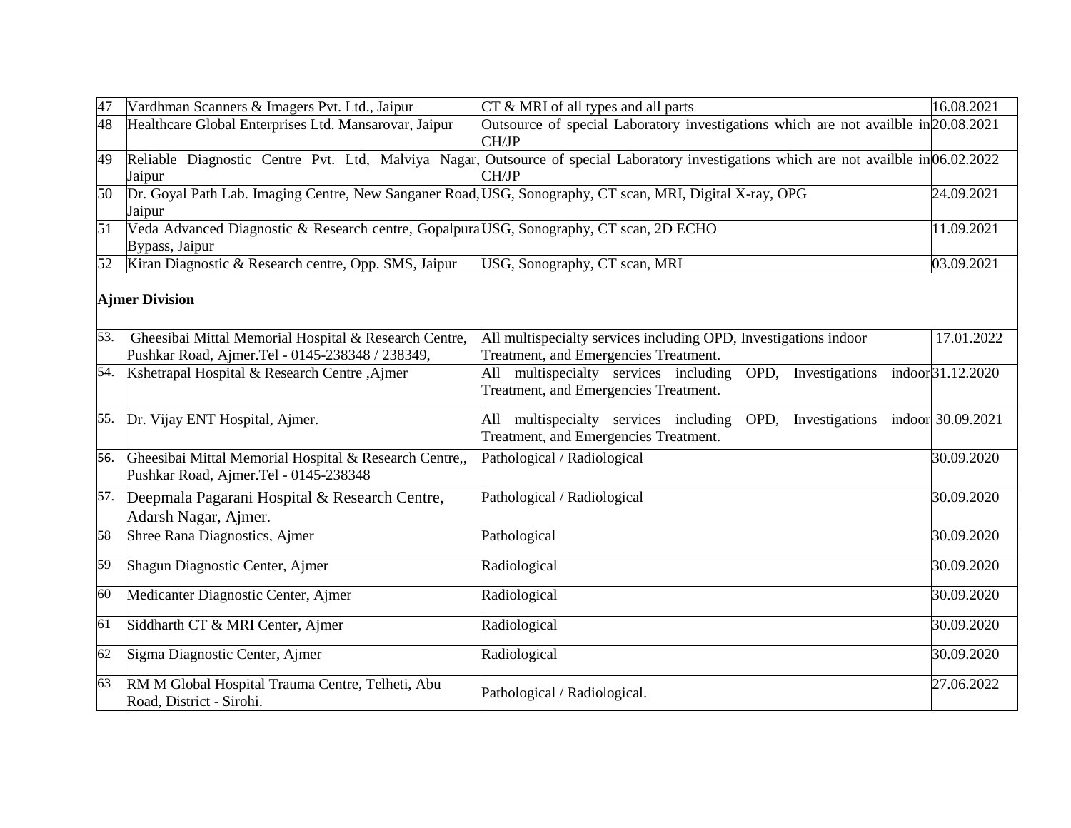| | | | |
|---|---|---|---|
| 47 | Vardhman Scanners & Imagers Pvt. Ltd., Jaipur | CT & MRI of all types and all parts | 16.08.2021 |
| 48 | Healthcare Global Enterprises Ltd. Mansarovar, Jaipur | Outsource of special Laboratory investigations which are not availble in CH/JP | 20.08.2021 |
| 49 | Reliable Diagnostic Centre Pvt. Ltd, Malviya Nagar, Jaipur | Outsource of special Laboratory investigations which are not availble in CH/JP | 06.02.2022 |
| 50 | Dr. Goyal Path Lab. Imaging Centre, New Sanganer Road, Jaipur | USG, Sonography, CT scan, MRI, Digital X-ray, OPG | 24.09.2021 |
| 51 | Veda Advanced Diagnostic & Research centre, Gopalpura Bypass, Jaipur | USG, Sonography, CT scan, 2D ECHO | 11.09.2021 |
| 52 | Kiran Diagnostic & Research centre, Opp. SMS, Jaipur | USG, Sonography, CT scan, MRI | 03.09.2021 |
| | **Ajmer Division** | | |
| 53. | Gheesibai Mittal Memorial Hospital & Research Centre, Pushkar Road, Ajmer.Tel - 0145-238348 / 238349, | All multispecialty services including OPD, Investigations indoor Treatment, and Emergencies Treatment. | 17.01.2022 |
| 54. | Kshetrapal Hospital & Research Centre ,Ajmer | All multispecialty services including OPD, Investigations indoor Treatment, and Emergencies Treatment. | 31.12.2020 |
| 55. | Dr. Vijay ENT Hospital, Ajmer. | All multispecialty services including OPD, Investigations indoor Treatment, and Emergencies Treatment. | 30.09.2021 |
| 56. | Gheesibai Mittal Memorial Hospital & Research Centre,, Pushkar Road, Ajmer.Tel - 0145-238348 | Pathological / Radiological | 30.09.2020 |
| 57. | Deepmala Pagarani Hospital & Research Centre, Adarsh Nagar, Ajmer. | Pathological / Radiological | 30.09.2020 |
| 58 | Shree Rana Diagnostics, Ajmer | Pathological | 30.09.2020 |
| 59 | Shagun Diagnostic Center, Ajmer | Radiological | 30.09.2020 |
| 60 | Medicanter Diagnostic Center, Ajmer | Radiological | 30.09.2020 |
| 61 | Siddharth CT & MRI Center, Ajmer | Radiological | 30.09.2020 |
| 62 | Sigma Diagnostic Center, Ajmer | Radiological | 30.09.2020 |
| 63 | RM M Global Hospital Trauma Centre, Telheti, Abu Road, District - Sirohi. | Pathological / Radiological. | 27.06.2022 |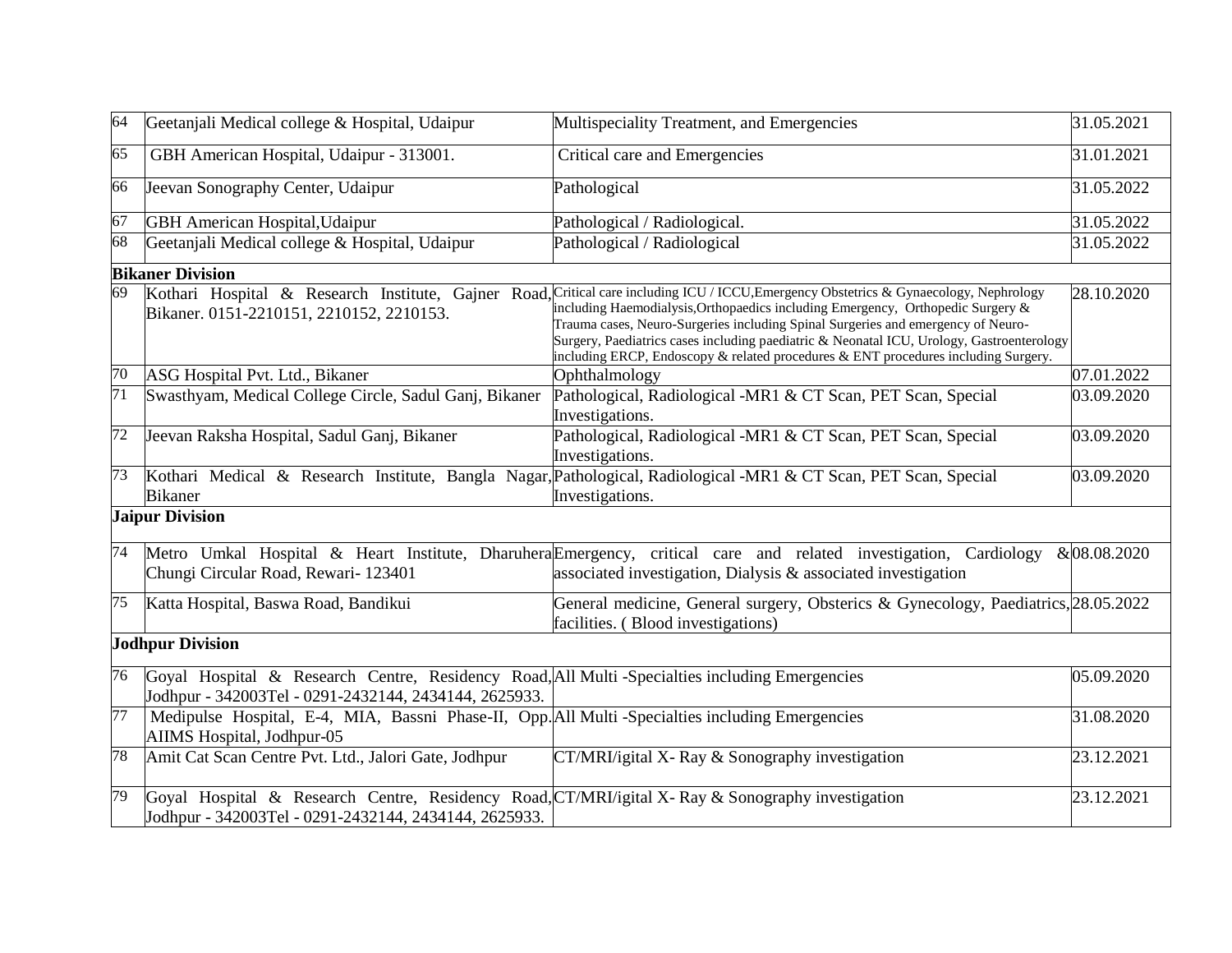| 64 | Geetanjali Medical college & Hospital, Udaipur | Multispeciality Treatment, and Emergencies | 31.05.2021 |
|---|---|---|---|
| 65 | GBH American Hospital, Udaipur - 313001. | Critical care and Emergencies | 31.01.2021 |
| 66 | Jeevan Sonography Center, Udaipur | Pathological | 31.05.2022 |
| 67 | GBH American Hospital,Udaipur | Pathological / Radiological. | 31.05.2022 |
| 68 | Geetanjali Medical college & Hospital, Udaipur | Pathological / Radiological | 31.05.2022 |
| | **Bikaner Division** | | |
| 69 | Kothari Hospital & Research Institute, Gajner Road, Bikaner. 0151-2210151, 2210152, 2210153. | Critical care including ICU / ICCU,Emergency Obstetrics & Gynaecology, Nephrology including Haemodialysis,Orthopaedics including Emergency, Orthopedic Surgery & Trauma cases, Neuro-Surgeries including Spinal Surgeries and emergency of Neuro-Surgery, Paediatrics cases including paediatric & Neonatal ICU, Urology, Gastroenterology including ERCP, Endoscopy & related procedures & ENT procedures including Surgery. | 28.10.2020 |
| 70 | ASG Hospital Pvt. Ltd., Bikaner | Ophthalmology | 07.01.2022 |
| 71 | Swasthyam, Medical College Circle, Sadul Ganj, Bikaner | Pathological, Radiological -MR1 & CT Scan, PET Scan, Special Investigations. | 03.09.2020 |
| 72 | Jeevan Raksha Hospital, Sadul Ganj, Bikaner | Pathological, Radiological -MR1 & CT Scan, PET Scan, Special Investigations. | 03.09.2020 |
| 73 | Kothari Medical & Research Institute, Bangla Nagar, Bikaner | Pathological, Radiological -MR1 & CT Scan, PET Scan, Special Investigations. | 03.09.2020 |
| | **Jaipur Division** | | |
| 74 | Metro Umkal Hospital & Heart Institute, Dharuhera Chungi Circular Road, Rewari- 123401 | Emergency, critical care and related investigation, Cardiology & associated investigation, Dialysis & associated investigation | 08.08.2020 |
| 75 | Katta Hospital, Baswa Road, Bandikui | General medicine, General surgery, Obsterics & Gynecology, Paediatrics, facilities. ( Blood investigations) | 28.05.2022 |
| | **Jodhpur Division** | | |
| 76 | Goyal Hospital & Research Centre, Residency Road, Jodhpur - 342003Tel - 0291-2432144, 2434144, 2625933. | All Multi -Specialties including Emergencies | 05.09.2020 |
| 77 | Medipulse Hospital, E-4, MIA, Bassni Phase-II, Opp. AIIMS Hospital, Jodhpur-05 | All Multi -Specialties including Emergencies | 31.08.2020 |
| 78 | Amit Cat Scan Centre Pvt. Ltd., Jalori Gate, Jodhpur | CT/MRI/igital X- Ray & Sonography investigation | 23.12.2021 |
| 79 | Goyal Hospital & Research Centre, Residency Road, Jodhpur - 342003Tel - 0291-2432144, 2434144, 2625933. | CT/MRI/igital X- Ray & Sonography investigation | 23.12.2021 |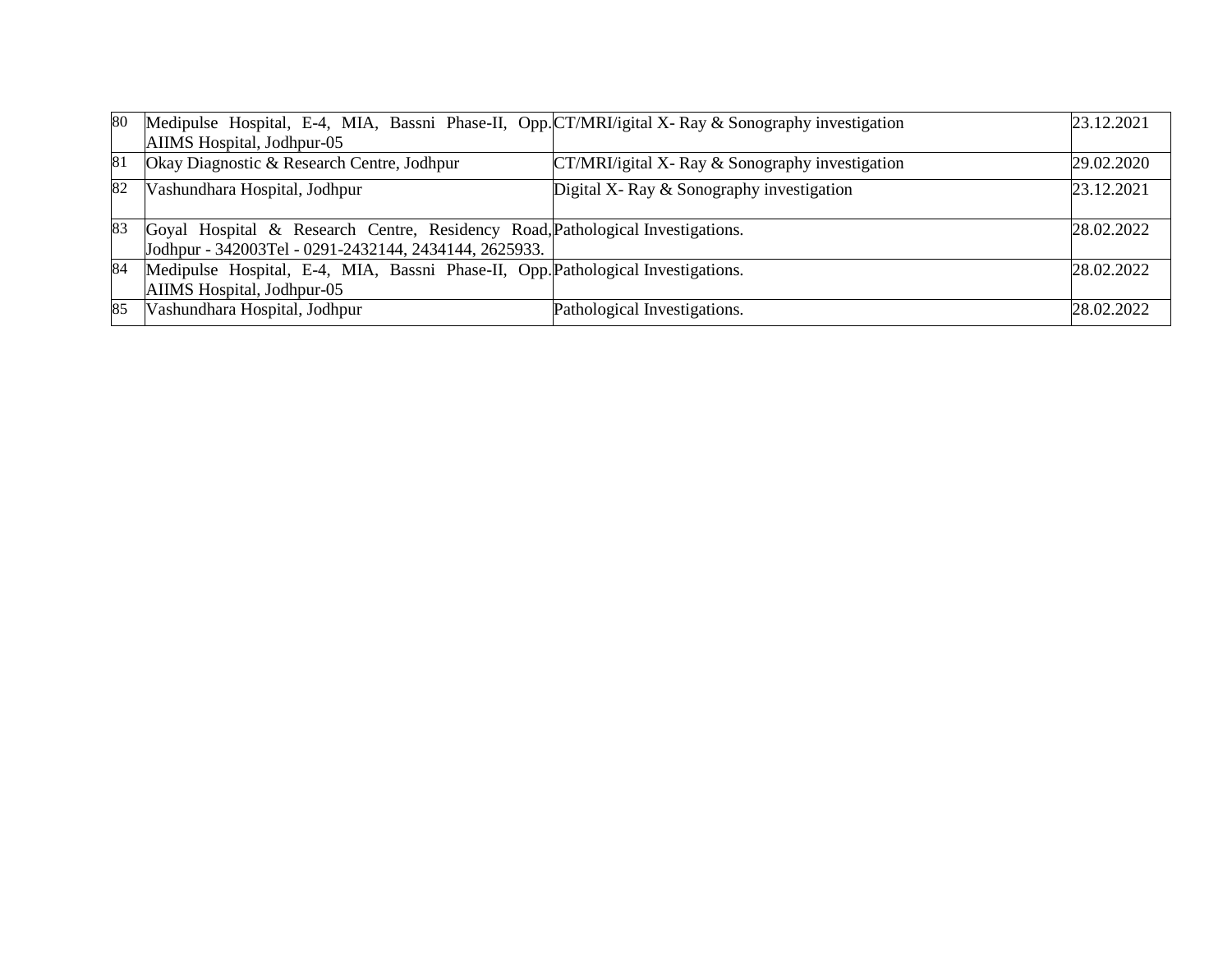| | | | |
|---|---|---|---|
| 80 | Medipulse Hospital, E-4, MIA, Bassni Phase-II, Opp. AIIMS Hospital, Jodhpur-05 | CT/MRI/igital X- Ray & Sonography investigation | 23.12.2021 |
| 81 | Okay Diagnostic & Research Centre, Jodhpur | CT/MRI/igital X- Ray & Sonography investigation | 29.02.2020 |
| 82 | Vashundhara Hospital, Jodhpur | Digital X- Ray & Sonography investigation | 23.12.2021 |
| 83 | Goyal Hospital & Research Centre, Residency Road, Jodhpur - 342003Tel - 0291-2432144, 2434144, 2625933. | Pathological Investigations. | 28.02.2022 |
| 84 | Medipulse Hospital, E-4, MIA, Bassni Phase-II, Opp. AIIMS Hospital, Jodhpur-05 | Pathological Investigations. | 28.02.2022 |
| 85 | Vashundhara Hospital, Jodhpur | Pathological Investigations. | 28.02.2022 |